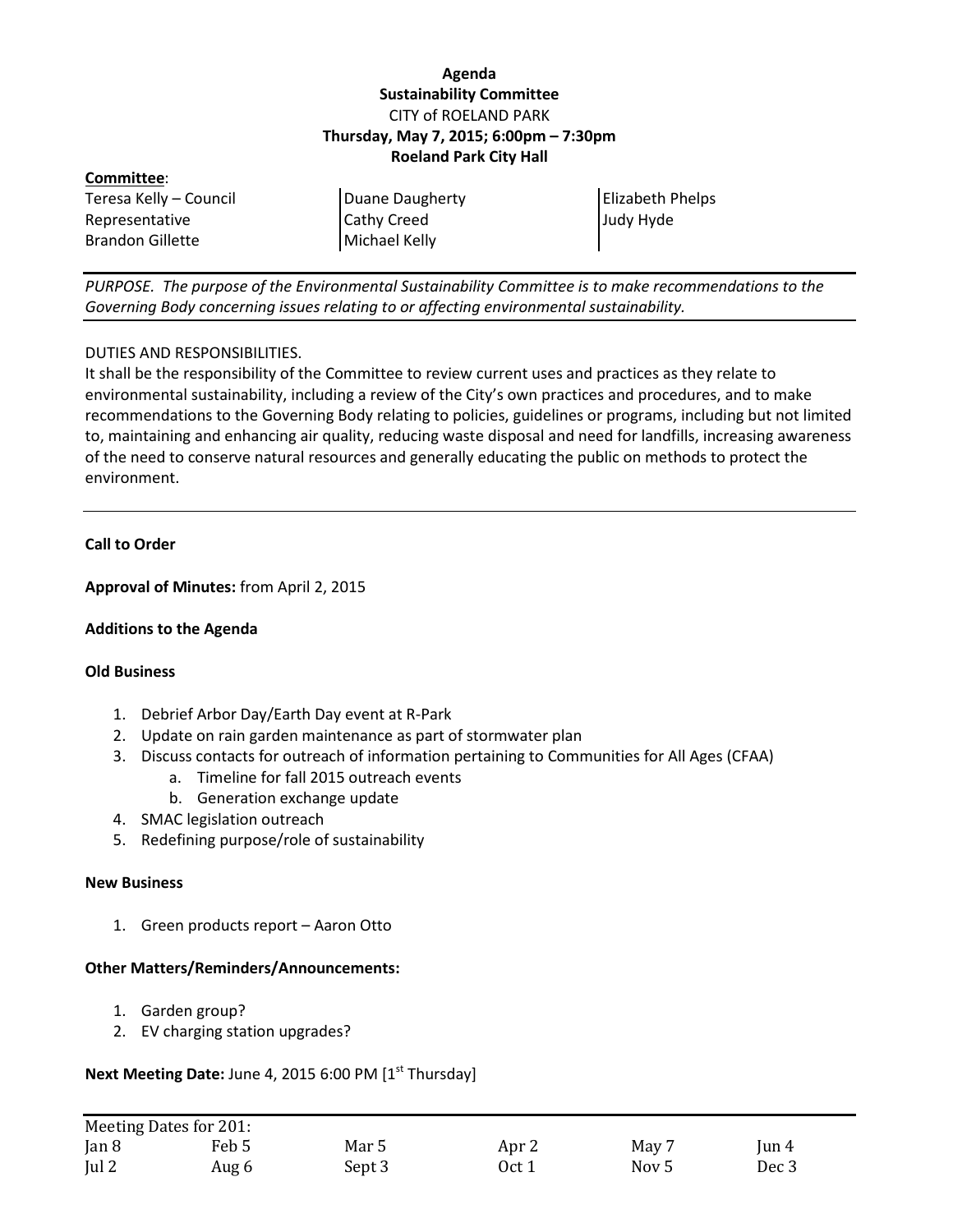**Agenda**
**Sustainability Committee**
CITY of ROELAND PARK
**Thursday, May 7, 2015; 6:00pm – 7:30pm**
**Roeland Park City Hall**

**Committee**:

| | | |
|---|---|---|
| Teresa Kelly – Council Representative | Duane Daugherty | Elizabeth Phelps |
| Brandon Gillette | Cathy Creed | Judy Hyde |
| | Michael Kelly | |

*PURPOSE. The purpose of the Environmental Sustainability Committee is to make recommendations to the Governing Body concerning issues relating to or affecting environmental sustainability.*

DUTIES AND RESPONSIBILITIES.
It shall be the responsibility of the Committee to review current uses and practices as they relate to environmental sustainability, including a review of the City's own practices and procedures, and to make recommendations to the Governing Body relating to policies, guidelines or programs, including but not limited to, maintaining and enhancing air quality, reducing waste disposal and need for landfills, increasing awareness of the need to conserve natural resources and generally educating the public on methods to protect the environment.

**Call to Order**

**Approval of Minutes:** from April 2, 2015

**Additions to the Agenda**

**Old Business**

1. Debrief Arbor Day/Earth Day event at R-Park
2. Update on rain garden maintenance as part of stormwater plan
3. Discuss contacts for outreach of information pertaining to Communities for All Ages (CFAA)
    a. Timeline for fall 2015 outreach events
    b. Generation exchange update
4. SMAC legislation outreach
5. Redefining purpose/role of sustainability

**New Business**

1. Green products report – Aaron Otto

**Other Matters/Reminders/Announcements:**

1. Garden group?
2. EV charging station upgrades?

**Next Meeting Date:** June 4, 2015 6:00 PM [1st Thursday]

| Meeting Dates for 201: | | | | | |
|---|---|---|---|---|---|
| Jan 8 | Feb 5 | Mar 5 | Apr 2 | May 7 | Jun 4 |
| Jul 2 | Aug 6 | Sept 3 | Oct 1 | Nov 5 | Dec 3 |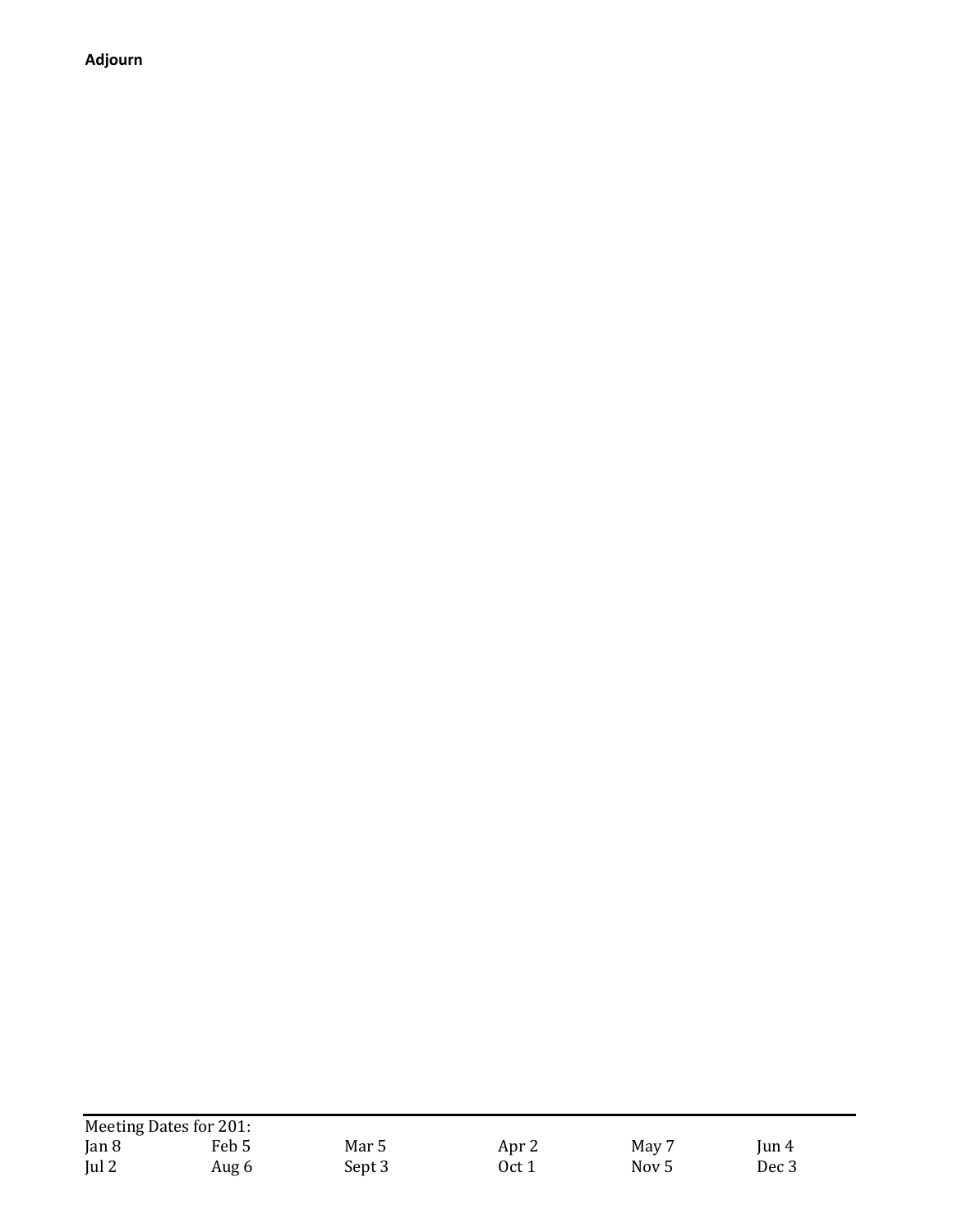**Adjourn**

Meeting Dates for 201:

| | | | | | |
|---|---|---|---|---|---|
| Jan 8 | Feb 5 | Mar 5 | Apr 2 | May 7 | Jun 4 |
| Jul 2 | Aug 6 | Sept 3 | Oct 1 | Nov 5 | Dec 3 |